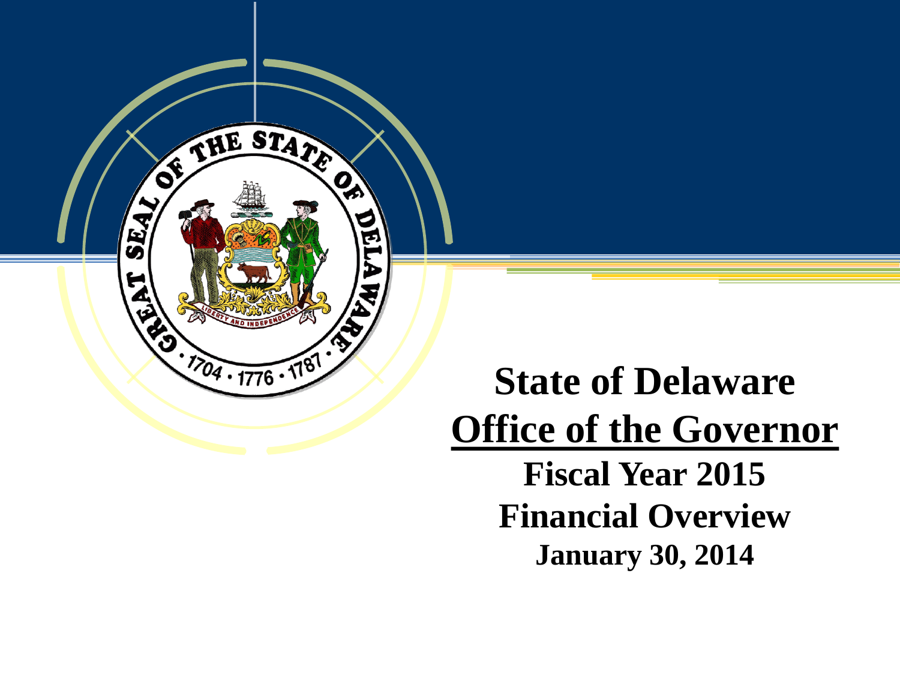# State of Delaware

## Office of the Governor

**Fiscal Year 2015**

**Financial Overview**

**January 30, 2014**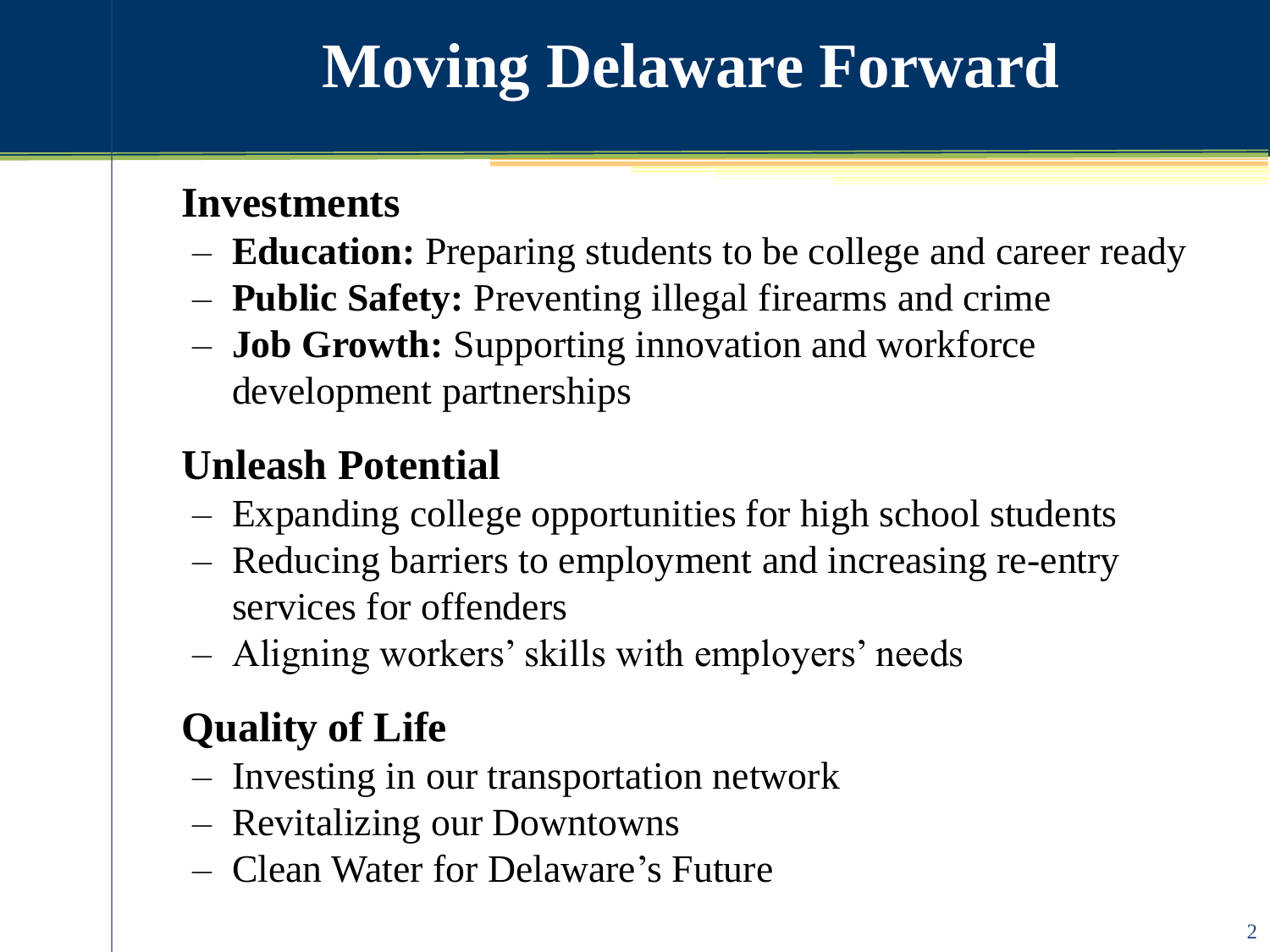# Moving Delaware Forward

## Investments

- **Education:** Preparing students to be college and career ready
- **Public Safety:** Preventing illegal firearms and crime
- **Job Growth:** Supporting innovation and workforce development partnerships

## Unleash Potential

- Expanding college opportunities for high school students
- Reducing barriers to employment and increasing re-entry services for offenders
- Aligning workers' skills with employers' needs

## Quality of Life

- Investing in our transportation network
- Revitalizing our Downtowns
- Clean Water for Delaware's Future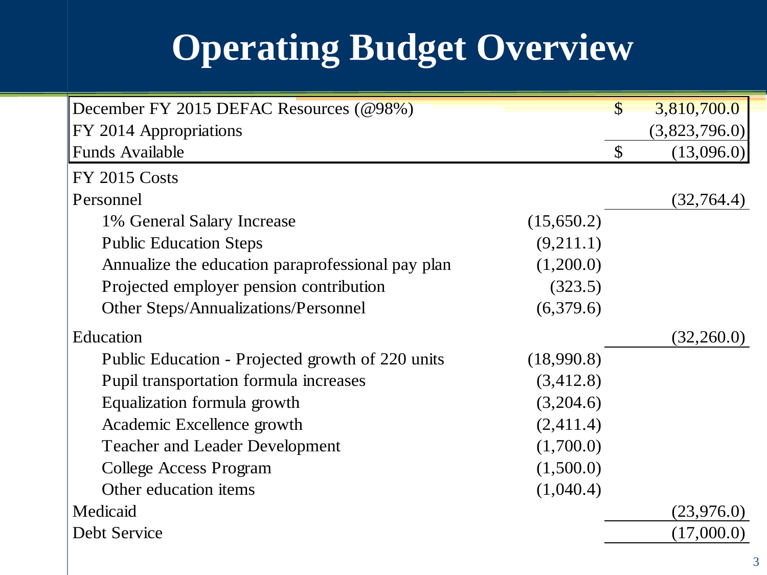# Operating Budget Overview

| | | | |
|---|---|---|---|
| December FY 2015 DEFAC Resources (@98%) | | $ | 3,810,700.0 |
| FY 2014 Appropriations | | | (3,823,796.0) |
| Funds Available | | $ | (13,096.0) |
| FY 2015 Costs | | | |
| Personnel | | | (32,764.4) |
| 1% General Salary Increase | (15,650.2) | | |
| Public Education Steps | (9,211.1) | | |
| Annualize the education paraprofessional pay plan | (1,200.0) | | |
| Projected employer pension contribution | (323.5) | | |
| Other Steps/Annualizations/Personnel | (6,379.6) | | |
| Education | | | (32,260.0) |
| Public Education - Projected growth of 220 units | (18,990.8) | | |
| Pupil transportation formula increases | (3,412.8) | | |
| Equalization formula growth | (3,204.6) | | |
| Academic Excellence growth | (2,411.4) | | |
| Teacher and Leader Development | (1,700.0) | | |
| College Access Program | (1,500.0) | | |
| Other education items | (1,040.4) | | |
| Medicaid | | | (23,976.0) |
| Debt Service | | | (17,000.0) |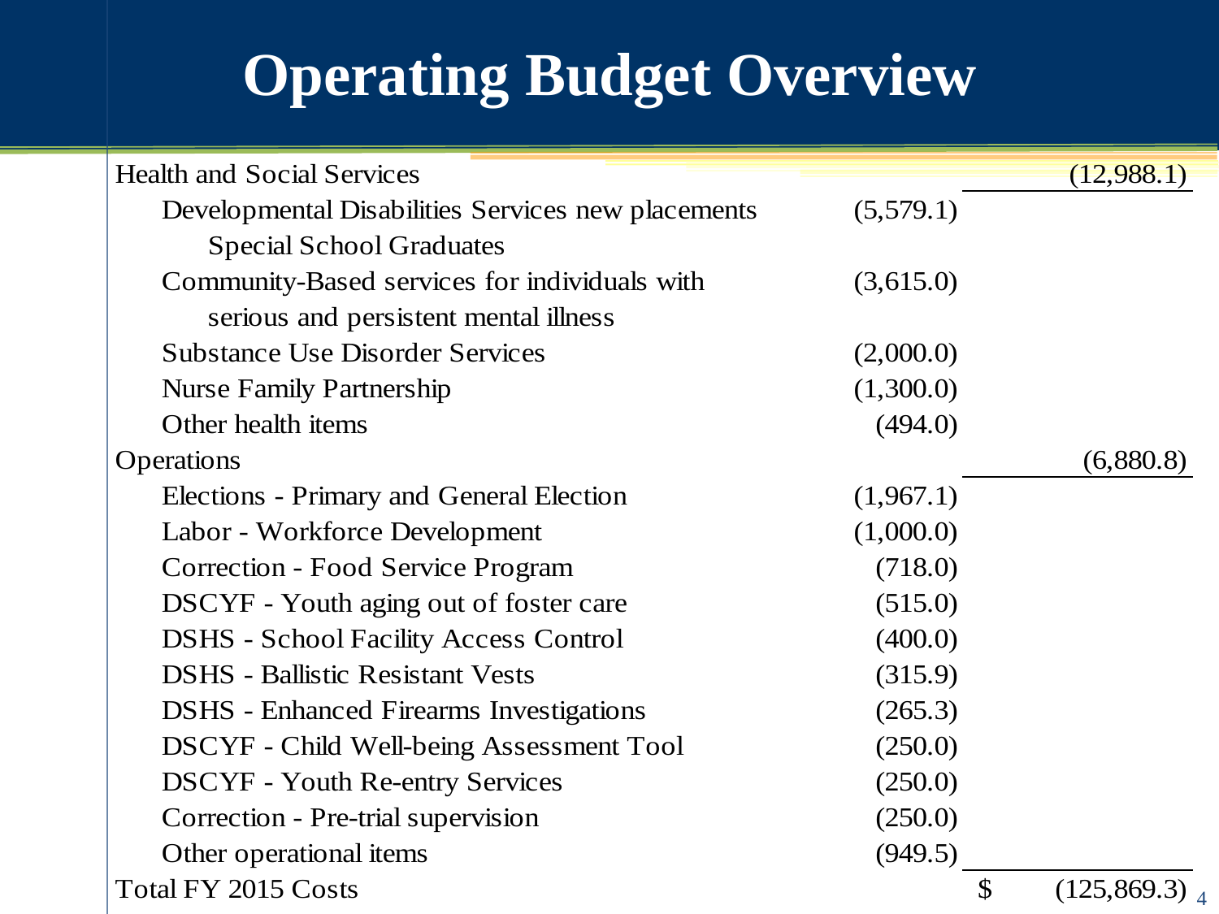# Operating Budget Overview

| Item | Amount | Subtotal |
|---|---|---|
| Health and Social Services | | (12,988.1) |
| Developmental Disabilities Services new placements Special School Graduates | (5,579.1) | |
| Community-Based services for individuals with serious and persistent mental illness | (3,615.0) | |
| Substance Use Disorder Services | (2,000.0) | |
| Nurse Family Partnership | (1,300.0) | |
| Other health items | (494.0) | |
| Operations | | (6,880.8) |
| Elections - Primary and General Election | (1,967.1) | |
| Labor - Workforce Development | (1,000.0) | |
| Correction - Food Service Program | (718.0) | |
| DSCYF - Youth aging out of foster care | (515.0) | |
| DSHS - School Facility Access Control | (400.0) | |
| DSHS - Ballistic Resistant Vests | (315.9) | |
| DSHS - Enhanced Firearms Investigations | (265.3) | |
| DSCYF - Child Well-being Assessment Tool | (250.0) | |
| DSCYF - Youth Re-entry Services | (250.0) | |
| Correction - Pre-trial supervision | (250.0) | |
| Other operational items | (949.5) | |
| Total FY 2015 Costs | | $ (125,869.3) |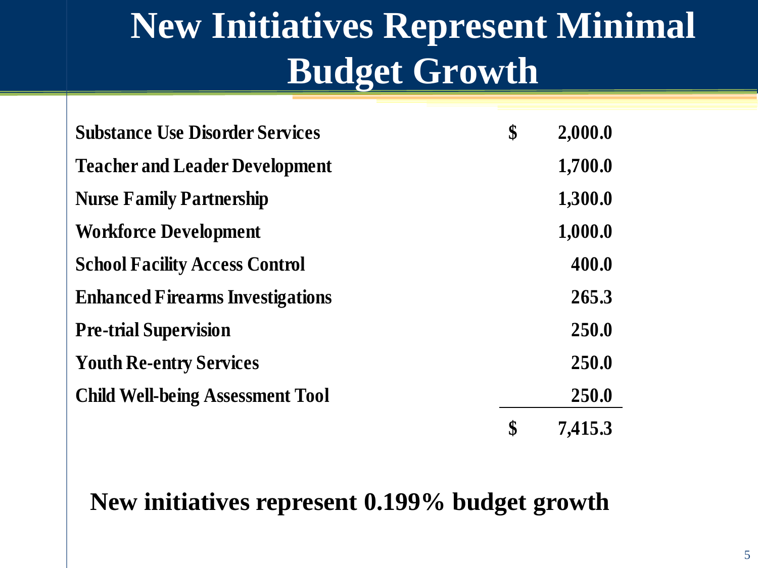# New Initiatives Represent Minimal Budget Growth

| | | |
|---|---|---|
| Substance Use Disorder Services | $ | 2,000.0 |
| Teacher and Leader Development | | 1,700.0 |
| Nurse Family Partnership | | 1,300.0 |
| Workforce Development | | 1,000.0 |
| School Facility Access Control | | 400.0 |
| Enhanced Firearms Investigations | | 265.3 |
| Pre-trial Supervision | | 250.0 |
| Youth Re-entry Services | | 250.0 |
| Child Well-being Assessment Tool | | 250.0 |
| | $ | 7,415.3 |

**New initiatives represent 0.199% budget growth**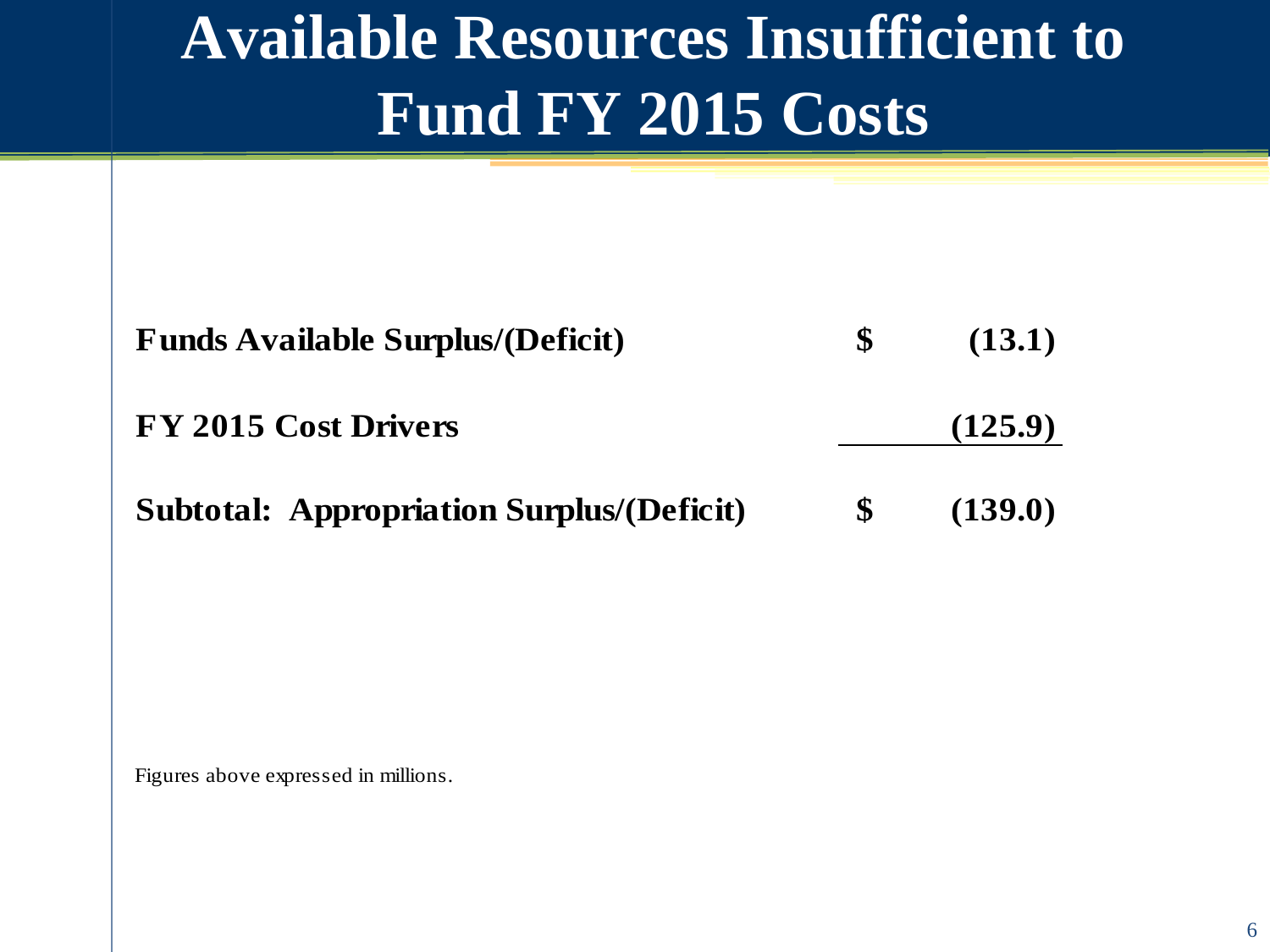# Available Resources Insufficient to Fund FY 2015 Costs

| | | |
|---|---|---|
| **Funds Available Surplus/(Deficit)** | **$** | **(13.1)** |
| **FY 2015 Cost Drivers** | | **(125.9)** |
| **Subtotal: Appropriation Surplus/(Deficit)** | **$** | **(139.0)** |

Figures above expressed in millions.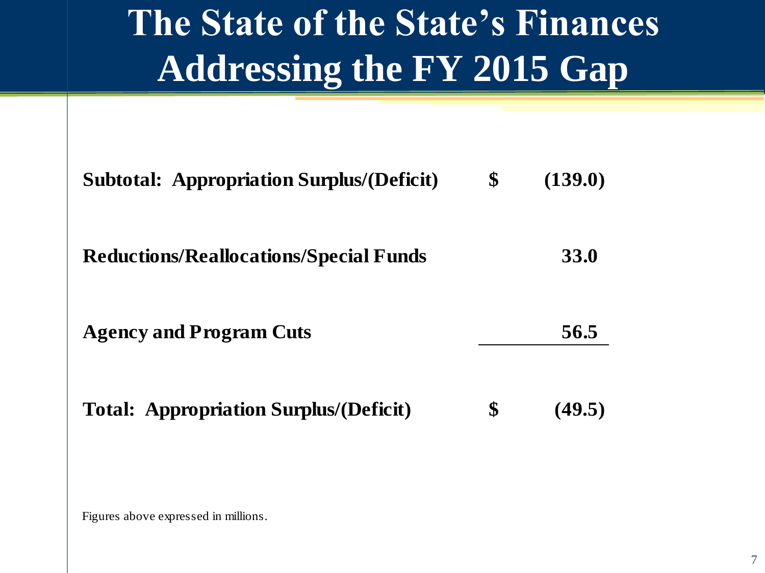# The State of the State's Finances Addressing the FY 2015 Gap

| | | |
|---|---|---|
| **Subtotal: Appropriation Surplus/(Deficit)** | **$** | **(139.0)** |
| **Reductions/Reallocations/Special Funds** | | **33.0** |
| **Agency and Program Cuts** | | **56.5** |
| **Total: Appropriation Surplus/(Deficit)** | **$** | **(49.5)** |

Figures above expressed in millions.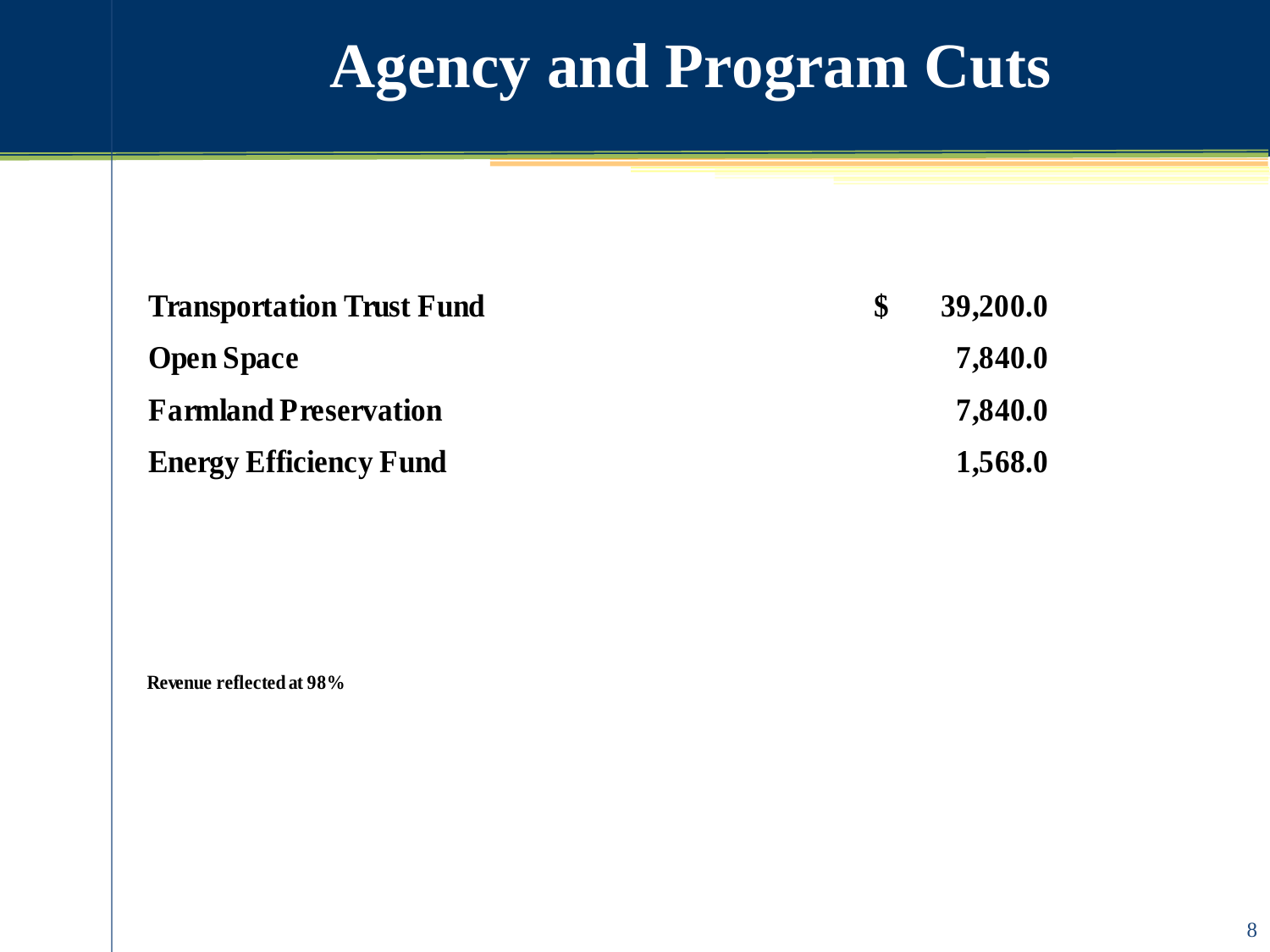# Agency and Program Cuts

| | | |
|---|---|---|
| **Transportation Trust Fund** | **$** | **39,200.0** |
| **Open Space** | | **7,840.0** |
| **Farmland Preservation** | | **7,840.0** |
| **Energy Efficiency Fund** | | **1,568.0** |

**Revenue reflected at 98%**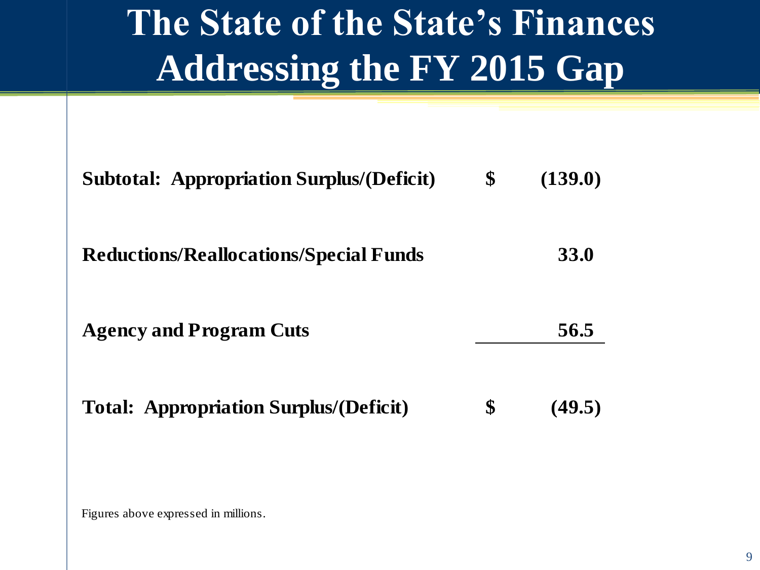# The State of the State's Finances
# Addressing the FY 2015 Gap

| | | |
|---|---|---|
| **Subtotal: Appropriation Surplus/(Deficit)** | **$** | **(139.0)** |
| **Reductions/Reallocations/Special Funds** | | **33.0** |
| **Agency and Program Cuts** | | **56.5** |
| **Total: Appropriation Surplus/(Deficit)** | **$** | **(49.5)** |

Figures above expressed in millions.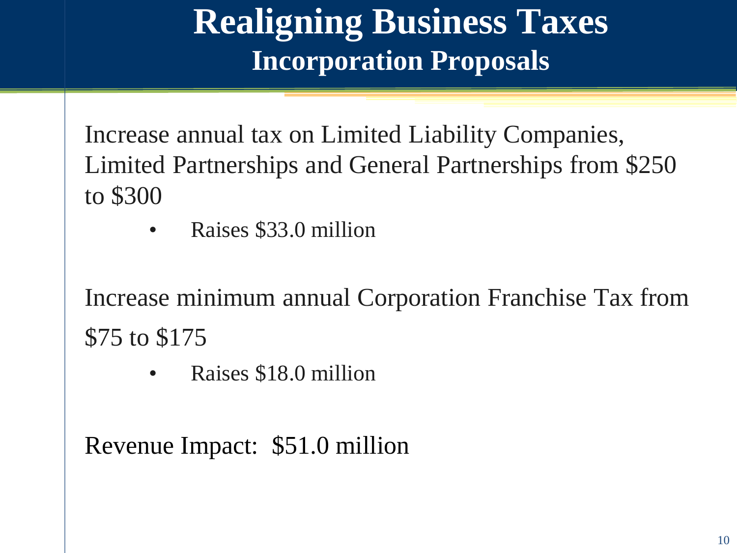# Realigning Business Taxes

## Incorporation Proposals

Increase annual tax on Limited Liability Companies, Limited Partnerships and General Partnerships from $250 to $300

- Raises $33.0 million

Increase minimum annual Corporation Franchise Tax from $75 to $175

- Raises $18.0 million

Revenue Impact: $51.0 million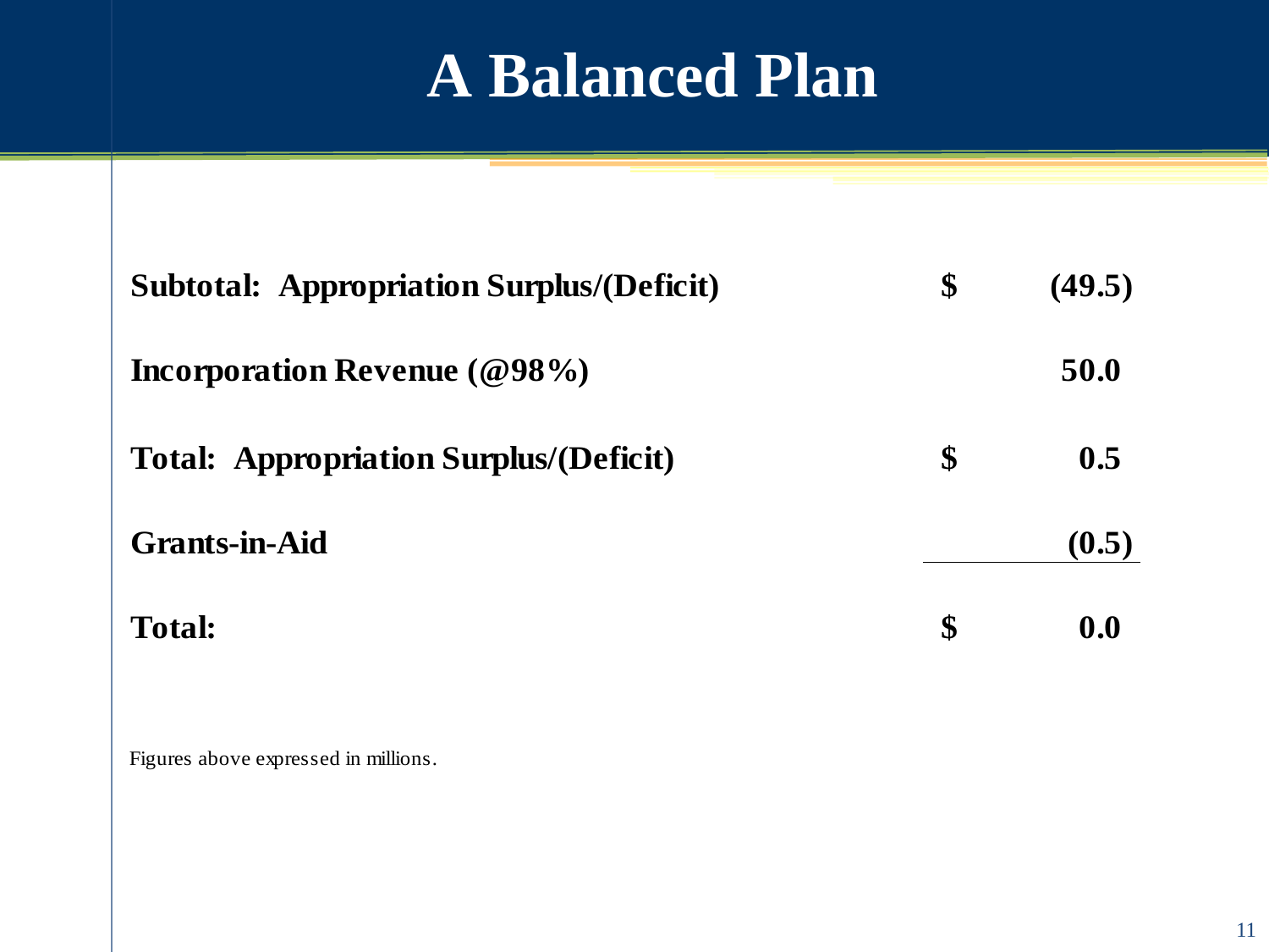# A Balanced Plan

| | | |
|---|---|---|
| **Subtotal: Appropriation Surplus/(Deficit)** | **$** | **(49.5)** |
| **Incorporation Revenue (@98%)** | | **50.0** |
| **Total: Appropriation Surplus/(Deficit)** | **$** | **0.5** |
| **Grants-in-Aid** | | **(0.5)** |
| **Total:** | **$** | **0.0** |

Figures above expressed in millions.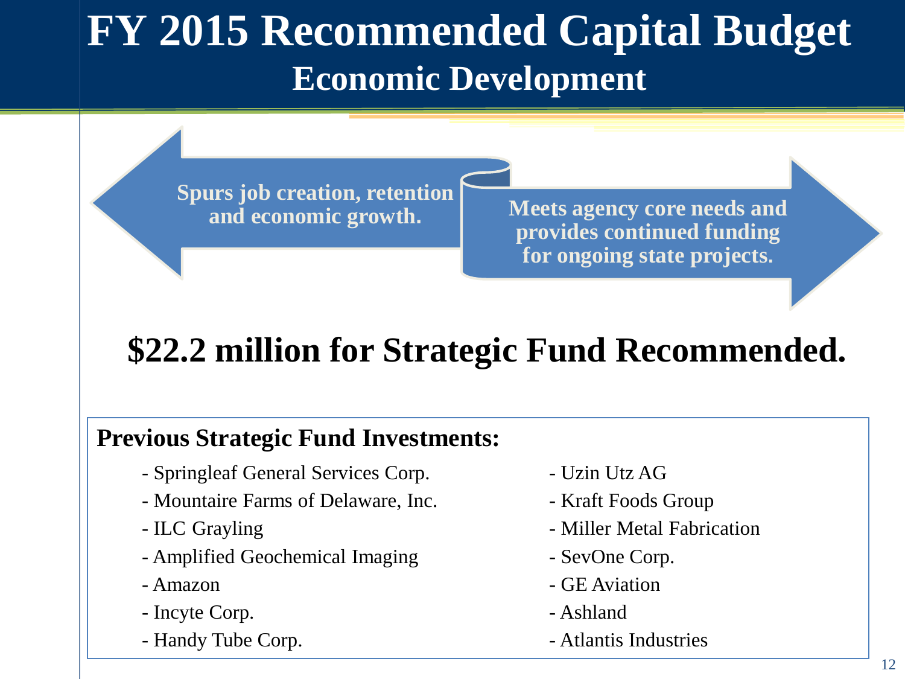# FY 2015 Recommended Capital Budget

## Economic Development

**Spurs job creation, retention and economic growth.**

**Meets agency core needs and provides continued funding for ongoing state projects.**

## $22.2 million for Strategic Fund Recommended.

**Previous Strategic Fund Investments:**

- Springleaf General Services Corp.
- Mountaire Farms of Delaware, Inc.
- ILC Grayling
- Amplified Geochemical Imaging
- Amazon
- Incyte Corp.
- Handy Tube Corp.
- Uzin Utz AG
- Kraft Foods Group
- Miller Metal Fabrication
- SevOne Corp.
- GE Aviation
- Ashland
- Atlantis Industries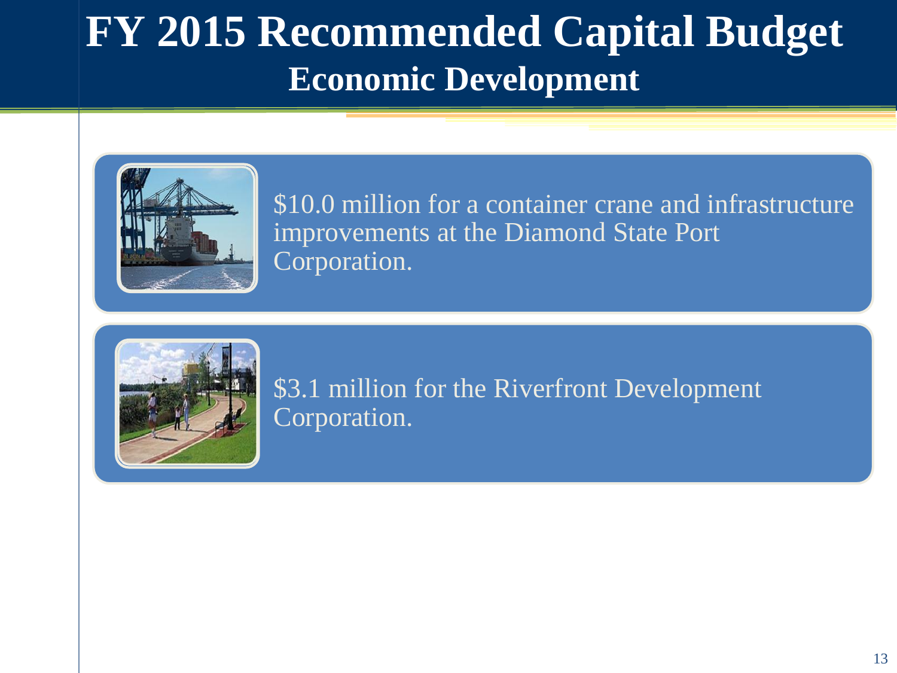# FY 2015 Recommended Capital Budget

## Economic Development

$10.0 million for a container crane and infrastructure improvements at the Diamond State Port Corporation.

$3.1 million for the Riverfront Development Corporation.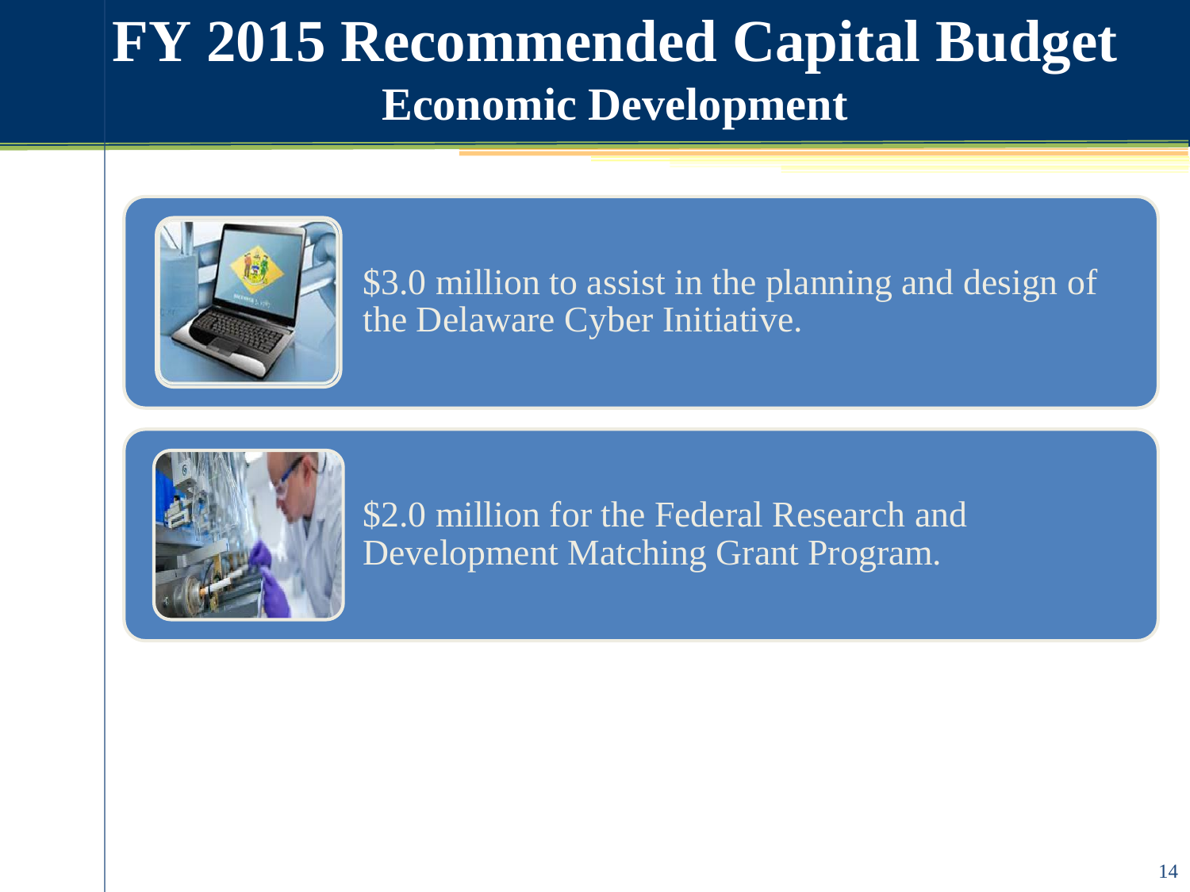# FY 2015 Recommended Capital Budget

## Economic Development

$3.0 million to assist in the planning and design of the Delaware Cyber Initiative.

$2.0 million for the Federal Research and Development Matching Grant Program.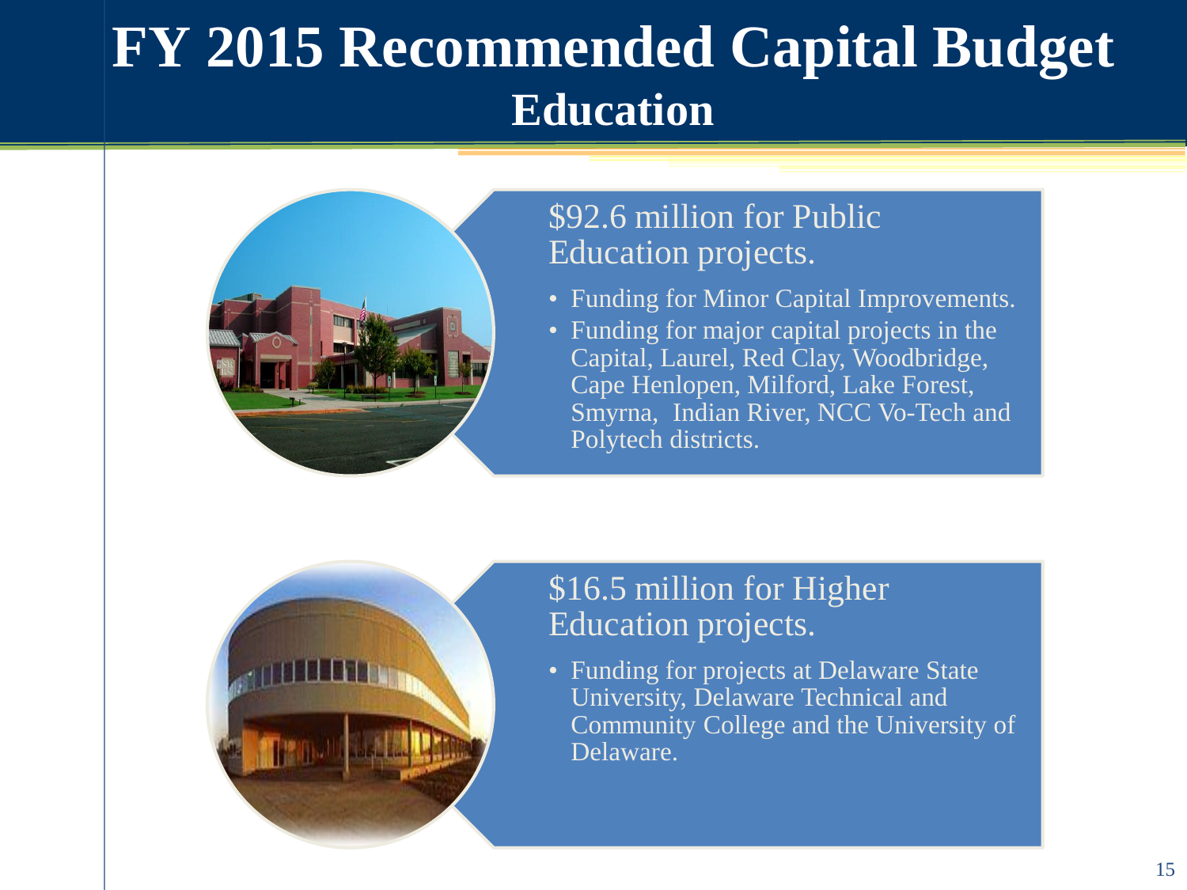# FY 2015 Recommended Capital Budget

## Education

$92.6 million for Public Education projects.

- Funding for Minor Capital Improvements.
- Funding for major capital projects in the Capital, Laurel, Red Clay, Woodbridge, Cape Henlopen, Milford, Lake Forest, Smyrna, Indian River, NCC Vo-Tech and Polytech districts.

$16.5 million for Higher Education projects.

- Funding for projects at Delaware State University, Delaware Technical and Community College and the University of Delaware.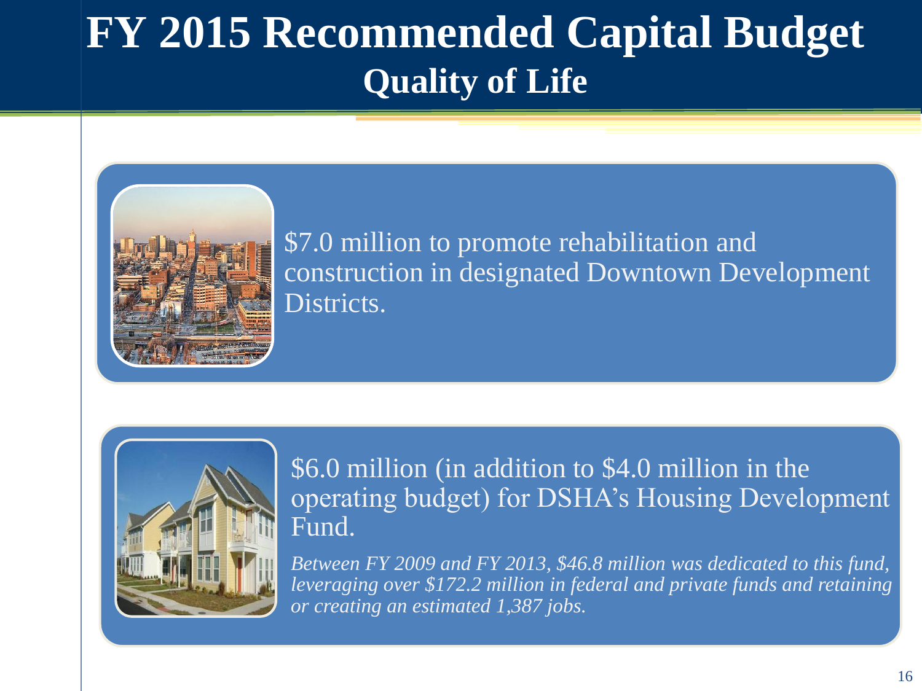# FY 2015 Recommended Capital Budget

## Quality of Life

$7.0 million to promote rehabilitation and construction in designated Downtown Development Districts.

$6.0 million (in addition to $4.0 million in the operating budget) for DSHA's Housing Development Fund.

*Between FY 2009 and FY 2013, $46.8 million was dedicated to this fund, leveraging over $172.2 million in federal and private funds and retaining or creating an estimated 1,387 jobs.*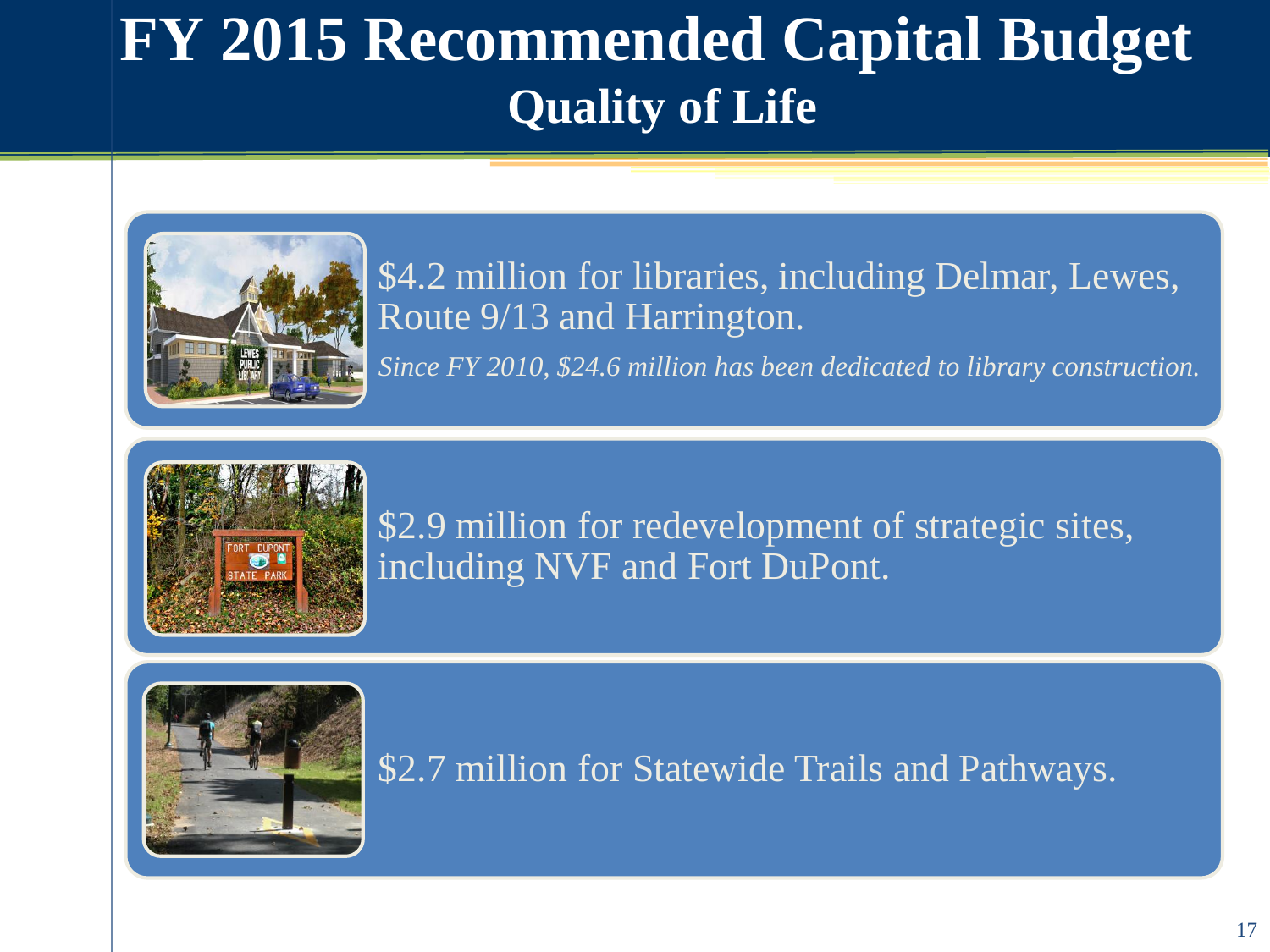# FY 2015 Recommended Capital Budget

## Quality of Life

$4.2 million for libraries, including Delmar, Lewes, Route 9/13 and Harrington.

*Since FY 2010, $24.6 million has been dedicated to library construction.*

$2.9 million for redevelopment of strategic sites, including NVF and Fort DuPont.

$2.7 million for Statewide Trails and Pathways.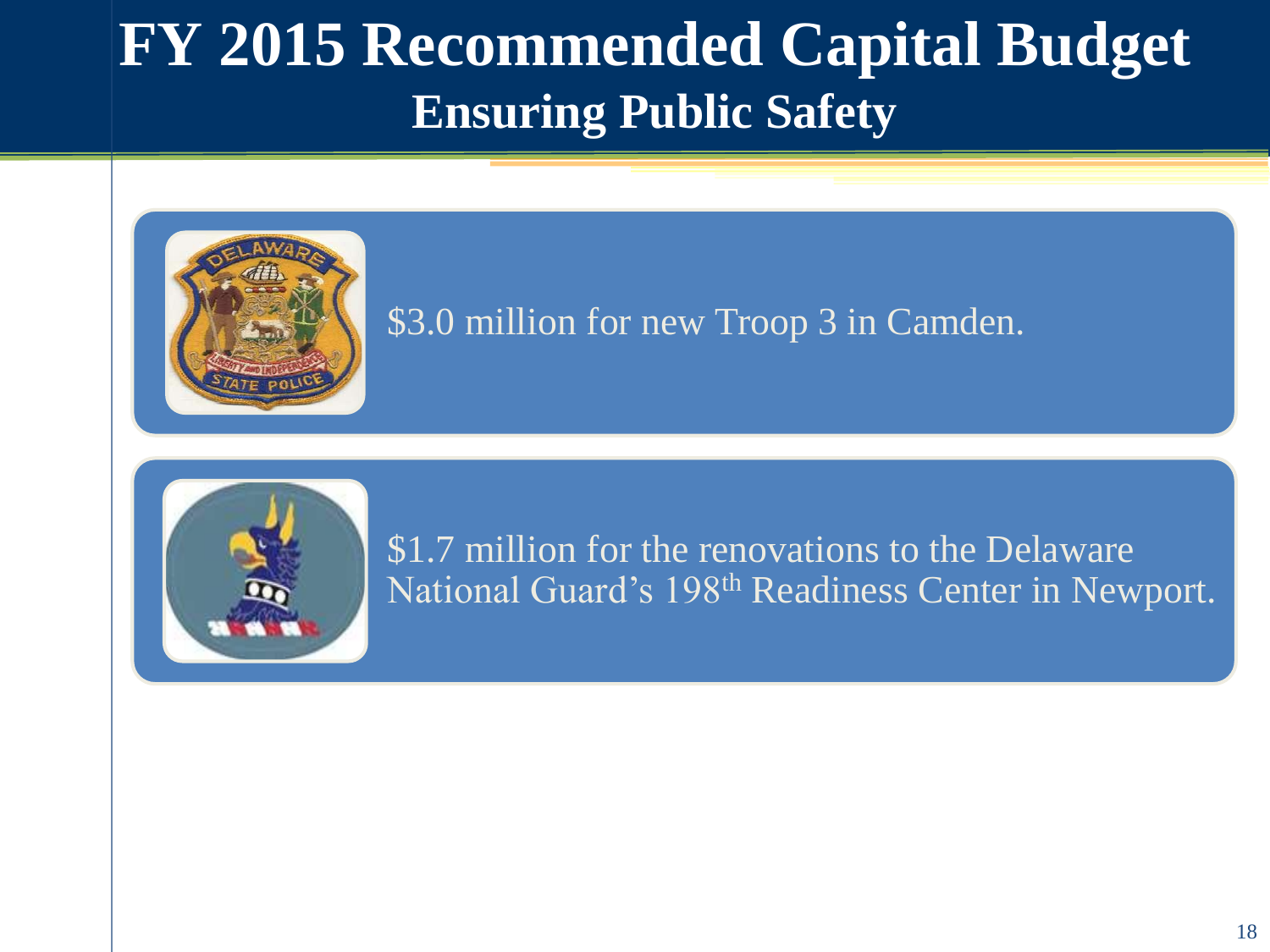# FY 2015 Recommended Capital Budget

## Ensuring Public Safety

$3.0 million for new Troop 3 in Camden.

$1.7 million for the renovations to the Delaware National Guard's 198th Readiness Center in Newport.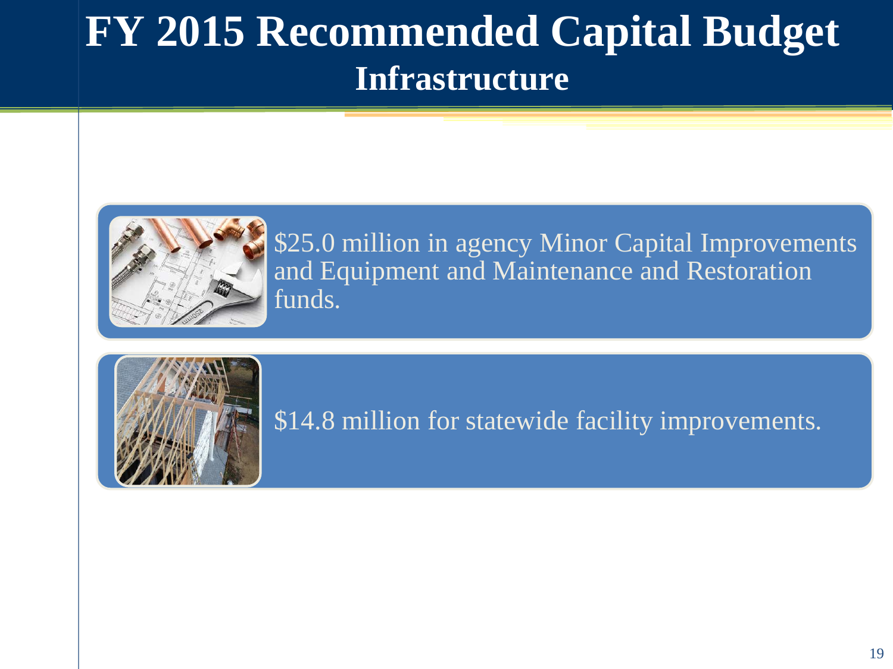# FY 2015 Recommended Capital Budget

## Infrastructure

- $25.0 million in agency Minor Capital Improvements and Equipment and Maintenance and Restoration funds.
- $14.8 million for statewide facility improvements.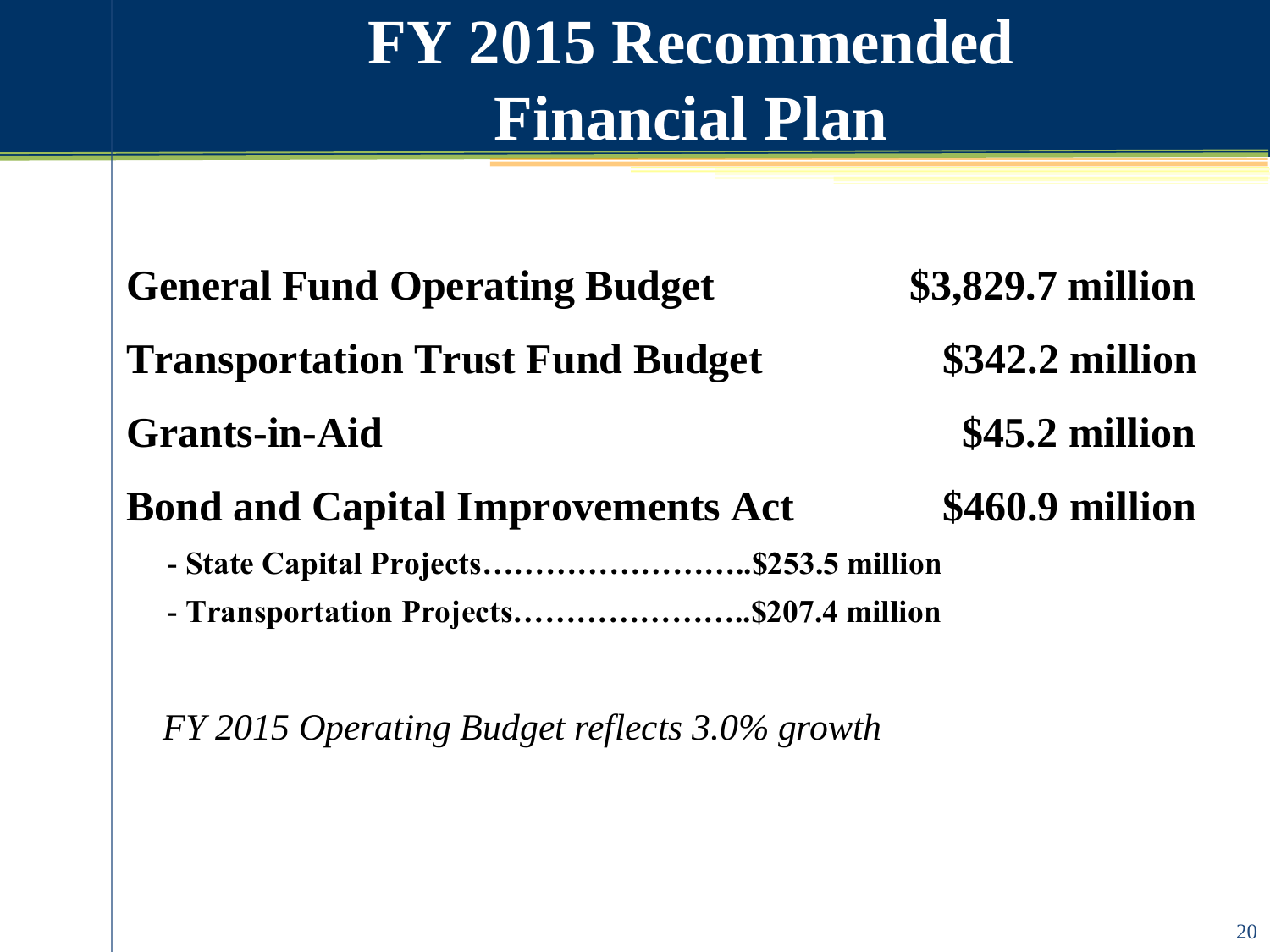# FY 2015 Recommended Financial Plan

| | |
|---|---|
| **General Fund Operating Budget** | **$3,829.7 million** |
| **Transportation Trust Fund Budget** | **$342.2 million** |
| **Grants-in-Aid** | **$45.2 million** |
| **Bond and Capital Improvements Act** | **$460.9 million** |

- **State Capital Projects……………………..$253.5 million**
- **Transportation Projects…………………..$207.4 million**

*FY 2015 Operating Budget reflects 3.0% growth*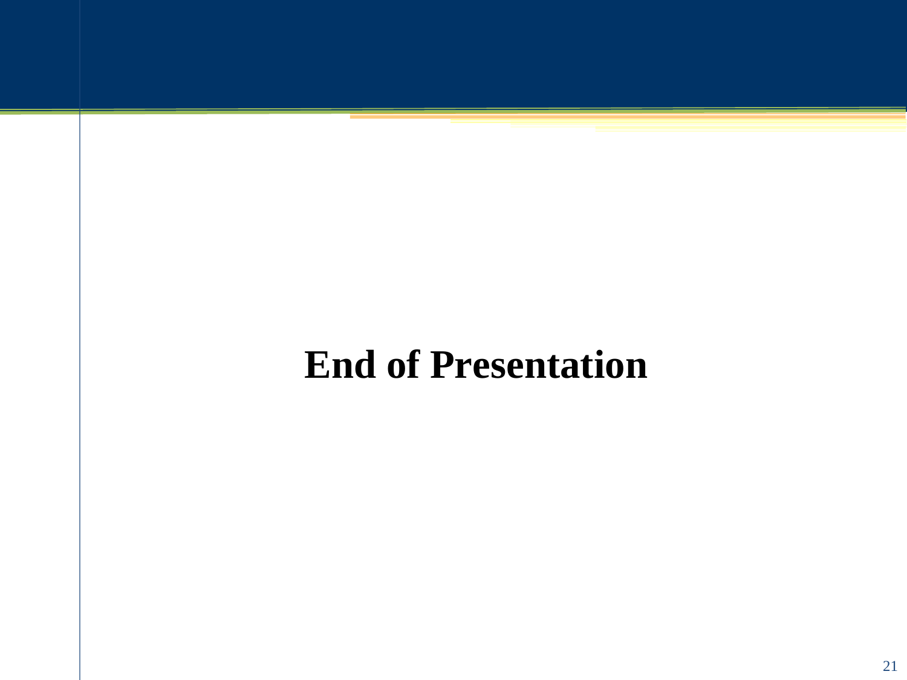**End of Presentation**